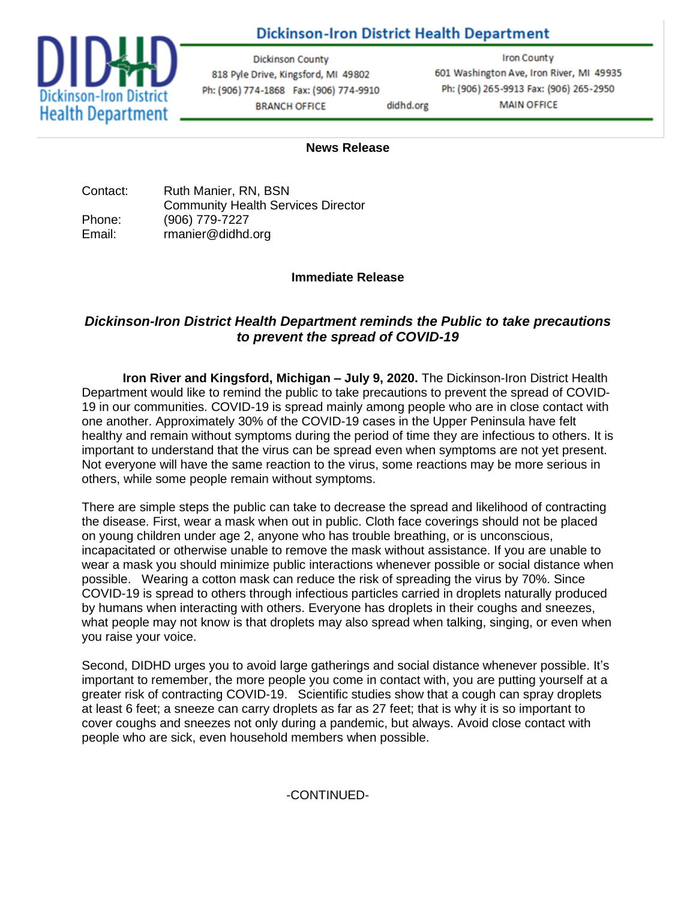# Dickinson-Iron District Health Department

Dickinson County
818 Pyle Drive, Kingsford, MI 49802
Ph: (906) 774-1868 Fax: (906) 774-9910
BRANCH OFFICE

didhd.org

Iron County
601 Washington Ave, Iron River, MI 49935
Ph: (906) 265-9913 Fax: (906) 265-2950
MAIN OFFICE

**News Release**

Contact: Ruth Manier, RN, BSN
Community Health Services Director
Phone: (906) 779-7227
Email: rmanier@didhd.org

**Immediate Release**

***Dickinson-Iron District Health Department reminds the Public to take precautions to prevent the spread of COVID-19***

**Iron River and Kingsford, Michigan – July 9, 2020.** The Dickinson-Iron District Health Department would like to remind the public to take precautions to prevent the spread of COVID-19 in our communities. COVID-19 is spread mainly among people who are in close contact with one another. Approximately 30% of the COVID-19 cases in the Upper Peninsula have felt healthy and remain without symptoms during the period of time they are infectious to others. It is important to understand that the virus can be spread even when symptoms are not yet present. Not everyone will have the same reaction to the virus, some reactions may be more serious in others, while some people remain without symptoms.

There are simple steps the public can take to decrease the spread and likelihood of contracting the disease. First, wear a mask when out in public. Cloth face coverings should not be placed on young children under age 2, anyone who has trouble breathing, or is unconscious, incapacitated or otherwise unable to remove the mask without assistance. If you are unable to wear a mask you should minimize public interactions whenever possible or social distance when possible. Wearing a cotton mask can reduce the risk of spreading the virus by 70%. Since COVID-19 is spread to others through infectious particles carried in droplets naturally produced by humans when interacting with others. Everyone has droplets in their coughs and sneezes, what people may not know is that droplets may also spread when talking, singing, or even when you raise your voice.

Second, DIDHD urges you to avoid large gatherings and social distance whenever possible. It's important to remember, the more people you come in contact with, you are putting yourself at a greater risk of contracting COVID-19. Scientific studies show that a cough can spray droplets at least 6 feet; a sneeze can carry droplets as far as 27 feet; that is why it is so important to cover coughs and sneezes not only during a pandemic, but always. Avoid close contact with people who are sick, even household members when possible.

-CONTINUED-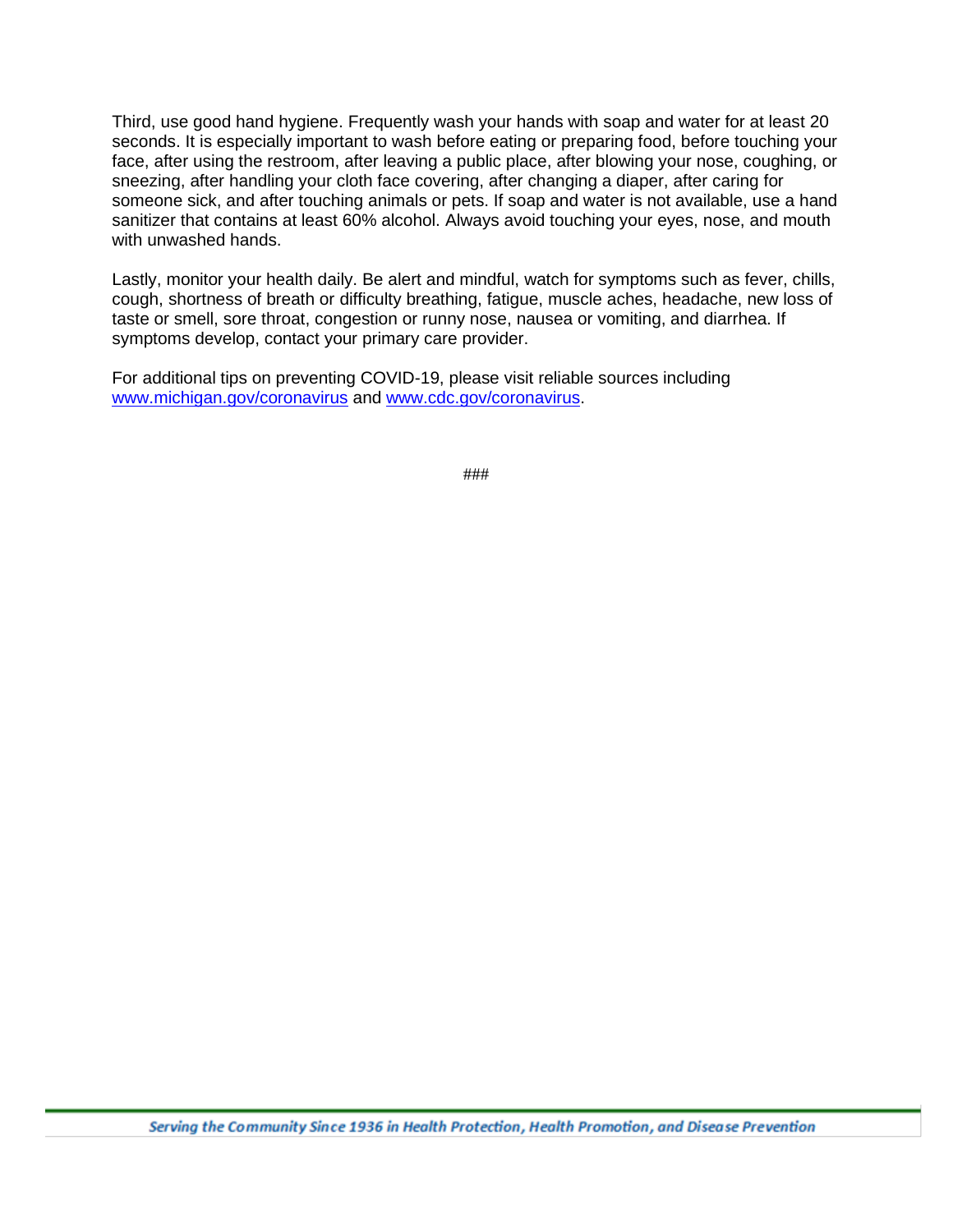Third, use good hand hygiene. Frequently wash your hands with soap and water for at least 20 seconds. It is especially important to wash before eating or preparing food, before touching your face, after using the restroom, after leaving a public place, after blowing your nose, coughing, or sneezing, after handling your cloth face covering, after changing a diaper, after caring for someone sick, and after touching animals or pets. If soap and water is not available, use a hand sanitizer that contains at least 60% alcohol. Always avoid touching your eyes, nose, and mouth with unwashed hands.

Lastly, monitor your health daily. Be alert and mindful, watch for symptoms such as fever, chills, cough, shortness of breath or difficulty breathing, fatigue, muscle aches, headache, new loss of taste or smell, sore throat, congestion or runny nose, nausea or vomiting, and diarrhea. If symptoms develop, contact your primary care provider.

For additional tips on preventing COVID-19, please visit reliable sources including [www.michigan.gov/coronavirus](http://www.michigan.gov/coronavirus) and [www.cdc.gov/coronavirus](http://www.cdc.gov/coronavirus).

###